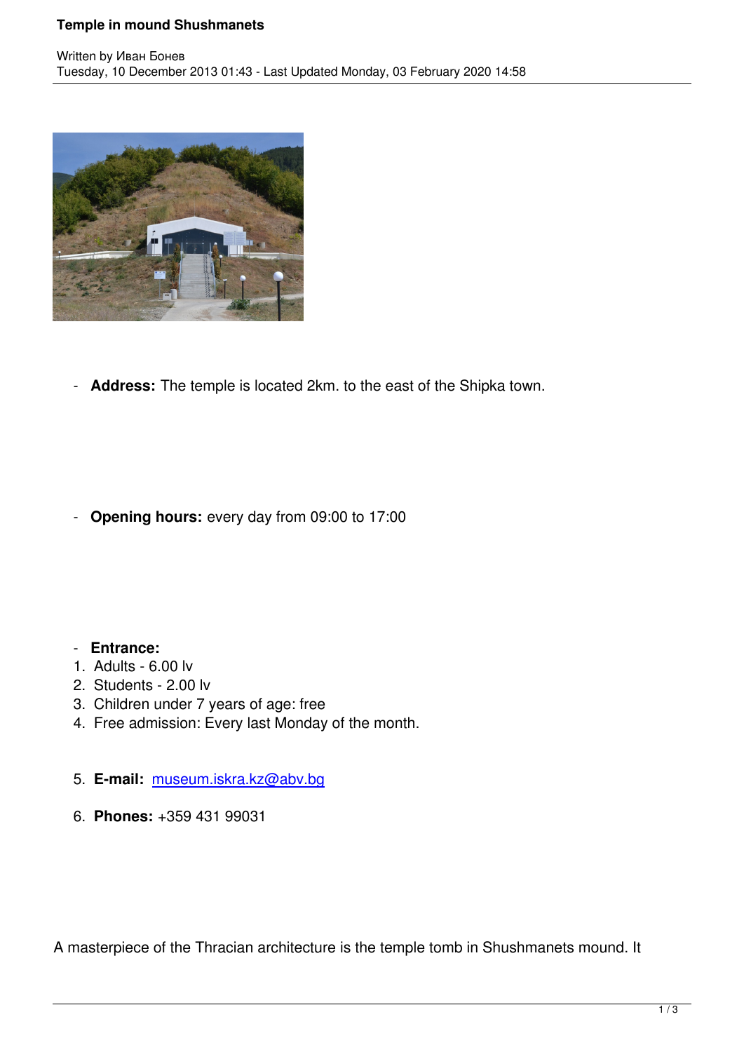# Temple in mound Shushmanets

Written by Иван Бонев
Tuesday, 10 December 2013 01:43 - Last Updated Monday, 03 February 2020 14:58

- **Address:** The temple is located 2km. to the east of the Shipka town.

- **Opening hours:** every day from 09:00 to 17:00

- **Entrance:**

1. Adults - 6.00 lv
2. Students - 2.00 lv
3. Children under 7 years of age: free
4. Free admission: Every last Monday of the month.
5. **E-mail:** museum.iskra.kz@abv.bg
6. **Phones:** +359 431 99031

A masterpiece of the Thracian architecture is the temple tomb in Shushmanets mound. It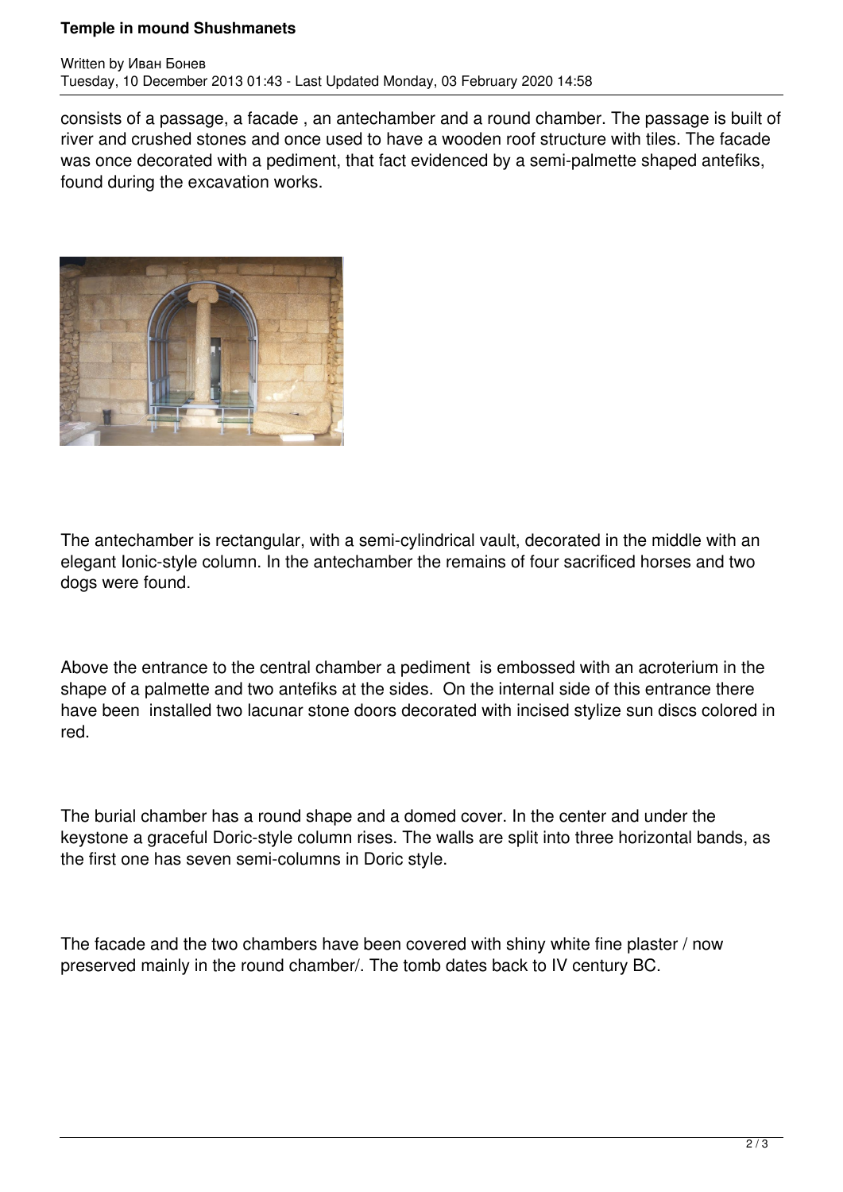consists of a passage, a facade , an antechamber and a round chamber. The passage is built of river and crushed stones and once used to have a wooden roof structure with tiles. The facade was once decorated with a pediment, that fact evidenced by a semi-palmette shaped antefiks, found during the excavation works.

The antechamber is rectangular, with a semi-cylindrical vault, decorated in the middle with an elegant Ionic-style column. In the antechamber the remains of four sacrificed horses and two dogs were found.

Above the entrance to the central chamber a pediment is embossed with an acroterium in the shape of a palmette and two antefiks at the sides. On the internal side of this entrance there have been installed two lacunar stone doors decorated with incised stylize sun discs colored in red.

The burial chamber has a round shape and a domed cover. In the center and under the keystone a graceful Doric-style column rises. The walls are split into three horizontal bands, as the first one has seven semi-columns in Doric style.

The facade and the two chambers have been covered with shiny white fine plaster / now preserved mainly in the round chamber/. The tomb dates back to IV century BC.